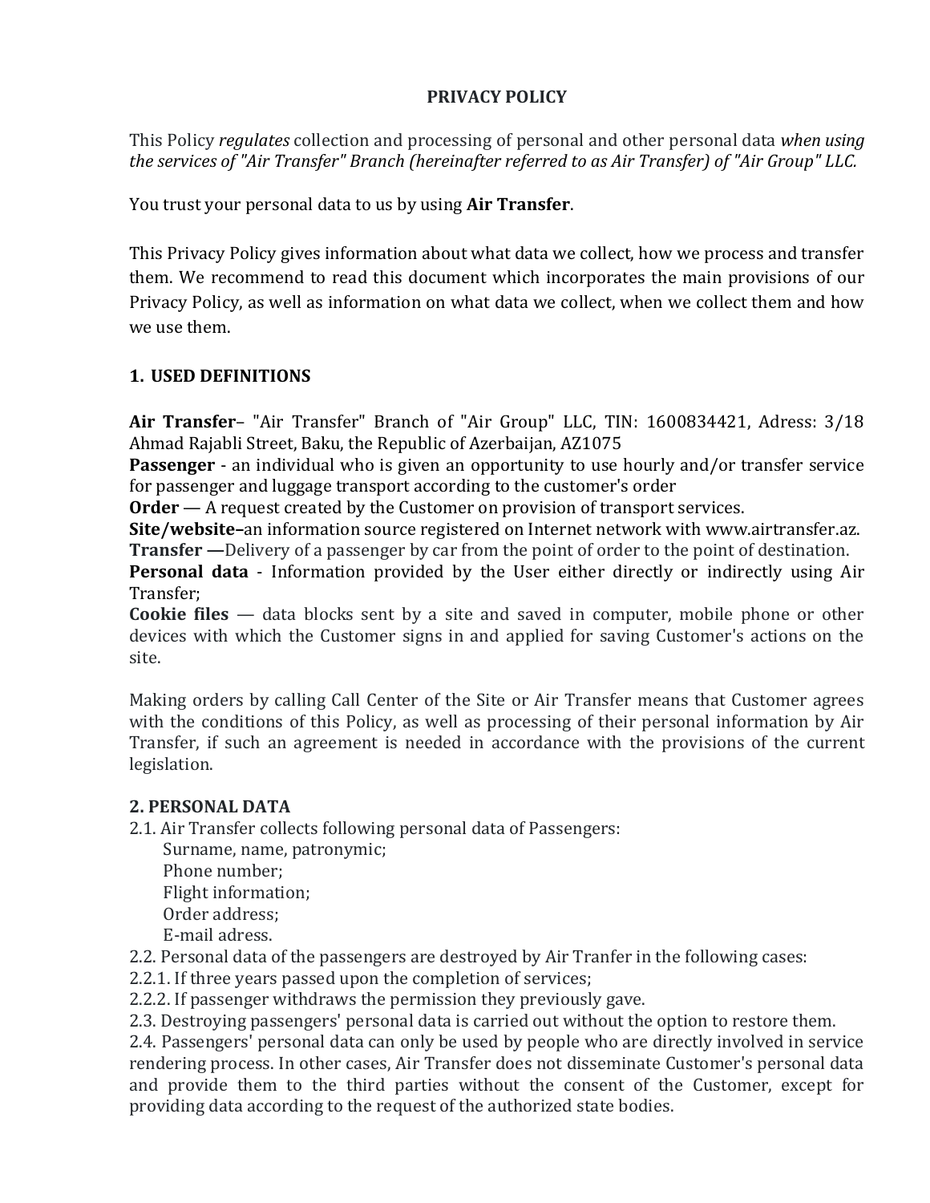# PRIVACY POLICY

This Policy *regulates* collection and processing of personal and other personal data *when using the services of "Air Transfer" Branch (hereinafter referred to as Air Transfer) of "Air Group" LLC.*

You trust your personal data to us by using **Air Transfer**.

This Privacy Policy gives information about what data we collect, how we process and transfer them. We recommend to read this document which incorporates the main provisions of our Privacy Policy, as well as information on what data we collect, when we collect them and how we use them.

## 1. USED DEFINITIONS

**Air Transfer**– "Air Transfer" Branch of "Air Group" LLC, TIN: 1600834421, Adress: 3/18 Ahmad Rajabli Street, Baku, the Republic of Azerbaijan, AZ1075

**Passenger** - an individual who is given an opportunity to use hourly and/or transfer service for passenger and luggage transport according to the customer's order

**Order** — A request created by the Customer on provision of transport services.

**Site/website–**an information source registered on Internet network with www.airtransfer.az.

**Transfer —**Delivery of a passenger by car from the point of order to the point of destination.

**Personal data** - Information provided by the User either directly or indirectly using Air Transfer;

**Cookie files** — data blocks sent by a site and saved in computer, mobile phone or other devices with which the Customer signs in and applied for saving Customer's actions on the site.

Making orders by calling Call Center of the Site or Air Transfer means that Customer agrees with the conditions of this Policy, as well as processing of their personal information by Air Transfer, if such an agreement is needed in accordance with the provisions of the current legislation.

## 2. PERSONAL DATA

2.1. Air Transfer collects following personal data of Passengers:

- Surname, name, patronymic;
- Phone number;
- Flight information;
- Order address;
- E-mail adress.

2.2. Personal data of the passengers are destroyed by Air Tranfer in the following cases:

2.2.1. If three years passed upon the completion of services;

2.2.2. If passenger withdraws the permission they previously gave.

2.3. Destroying passengers' personal data is carried out without the option to restore them.

2.4. Passengers' personal data can only be used by people who are directly involved in service rendering process. In other cases, Air Transfer does not disseminate Customer's personal data and provide them to the third parties without the consent of the Customer, except for providing data according to the request of the authorized state bodies.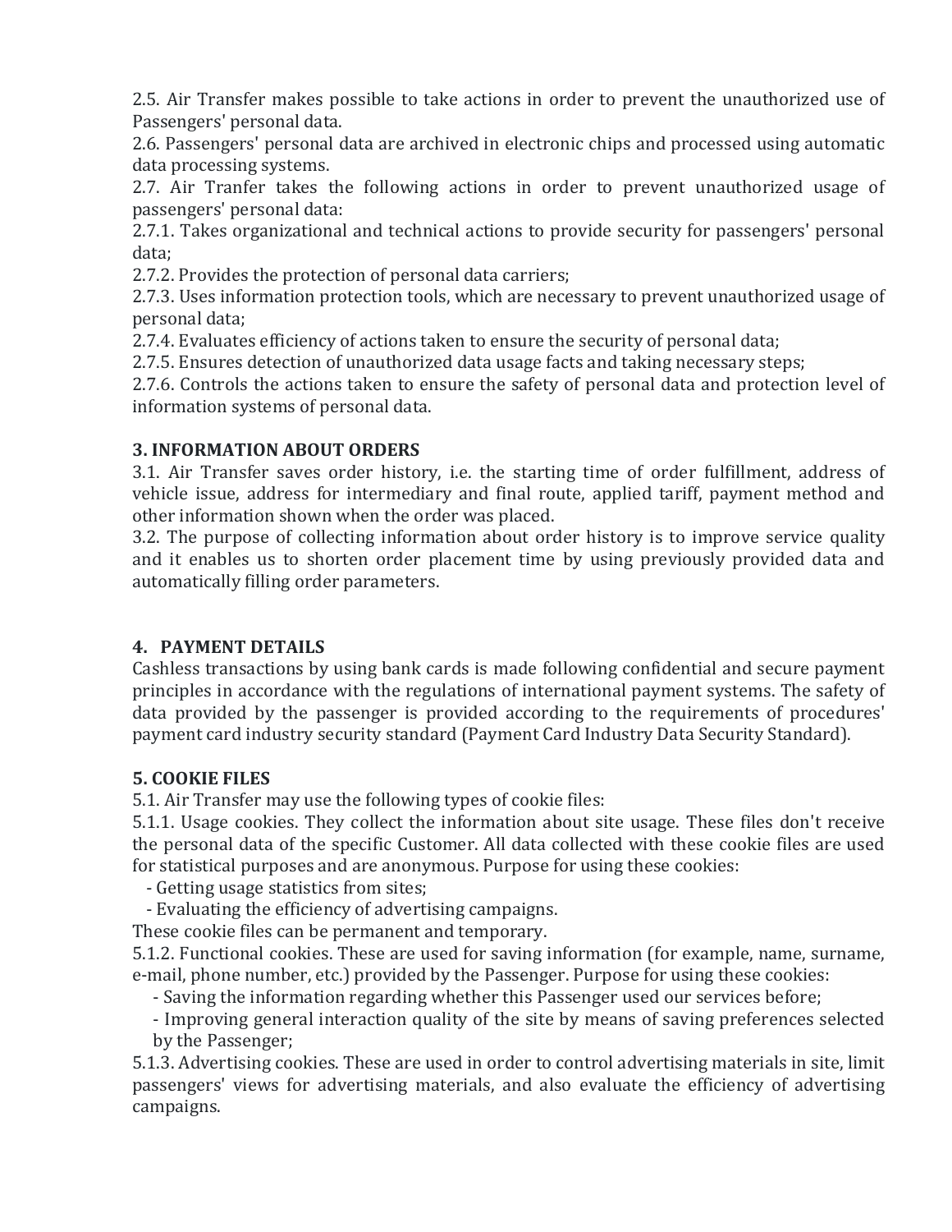2.5. Air Transfer makes possible to take actions in order to prevent the unauthorized use of Passengers' personal data.
2.6. Passengers' personal data are archived in electronic chips and processed using automatic data processing systems.
2.7. Air Tranfer takes the following actions in order to prevent unauthorized usage of passengers' personal data:
2.7.1. Takes organizational and technical actions to provide security for passengers' personal data;
2.7.2. Provides the protection of personal data carriers;
2.7.3. Uses information protection tools, which are necessary to prevent unauthorized usage of personal data;
2.7.4. Evaluates efficiency of actions taken to ensure the security of personal data;
2.7.5. Ensures detection of unauthorized data usage facts and taking necessary steps;
2.7.6. Controls the actions taken to ensure the safety of personal data and protection level of information systems of personal data.

## 3. INFORMATION ABOUT ORDERS

3.1. Air Transfer saves order history, i.e. the starting time of order fulfillment, address of vehicle issue, address for intermediary and final route, applied tariff, payment method and other information shown when the order was placed.
3.2. The purpose of collecting information about order history is to improve service quality and it enables us to shorten order placement time by using previously provided data and automatically filling order parameters.

## 4. PAYMENT DETAILS

Cashless transactions by using bank cards is made following confidential and secure payment principles in accordance with the regulations of international payment systems. The safety of data provided by the passenger is provided according to the requirements of procedures' payment card industry security standard (Payment Card Industry Data Security Standard).

## 5. COOKIE FILES

5.1. Air Transfer may use the following types of cookie files:
5.1.1. Usage cookies. They collect the information about site usage. These files don't receive the personal data of the specific Customer. All data collected with these cookie files are used for statistical purposes and are anonymous. Purpose for using these cookies:

- Getting usage statistics from sites;
- Evaluating the efficiency of advertising campaigns.

These cookie files can be permanent and temporary.
5.1.2. Functional cookies. These are used for saving information (for example, name, surname, e-mail, phone number, etc.) provided by the Passenger. Purpose for using these cookies:

- Saving the information regarding whether this Passenger used our services before;
- Improving general interaction quality of the site by means of saving preferences selected by the Passenger;

5.1.3. Advertising cookies. These are used in order to control advertising materials in site, limit passengers' views for advertising materials, and also evaluate the efficiency of advertising campaigns.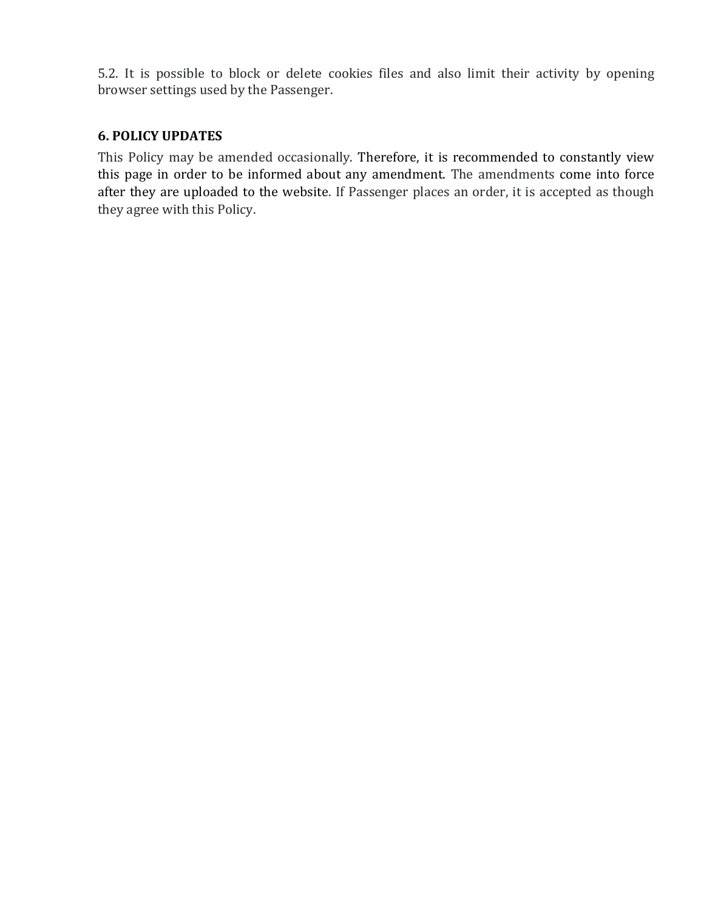5.2. It is possible to block or delete cookies files and also limit their activity by opening browser settings used by the Passenger.

## 6. POLICY UPDATES

This Policy may be amended occasionally. Therefore, it is recommended to constantly view this page in order to be informed about any amendment. The amendments come into force after they are uploaded to the website. If Passenger places an order, it is accepted as though they agree with this Policy.